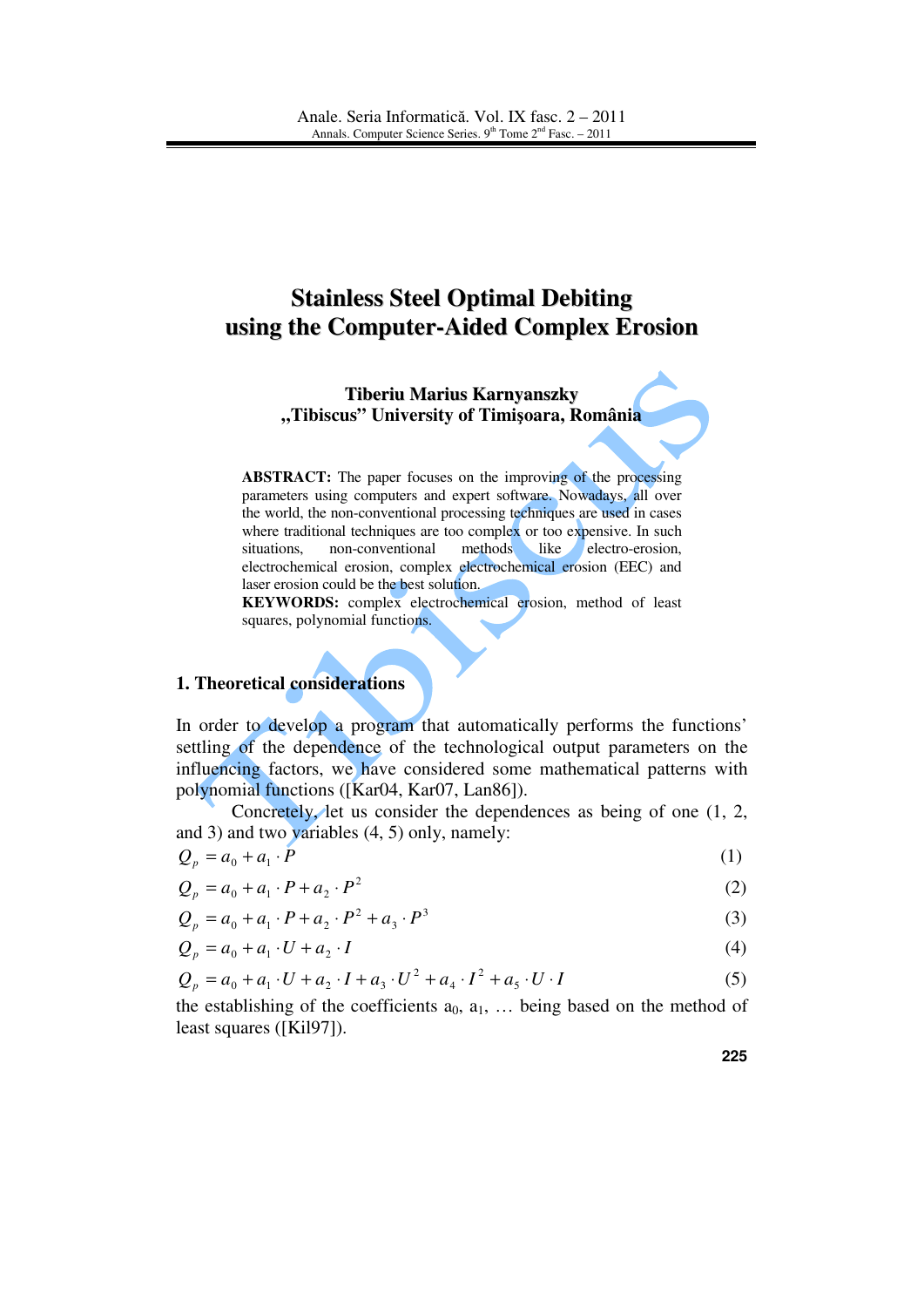# Stainless Steel Optimal Debiting using the Computer-Aided Complex Erosion

**Tiberiu Marius Karnyanszky**
**„Tibiscus" University of Timişoara, România**

**ABSTRACT:** The paper focuses on the improving of the processing parameters using computers and expert software. Nowadays, all over the world, the non-conventional processing techniques are used in cases where traditional techniques are too complex or too expensive. In such situations, non-conventional methods like electro-erosion, electrochemical erosion, complex electrochemical erosion (EEC) and laser erosion could be the best solution.

**KEYWORDS:** complex electrochemical erosion, method of least squares, polynomial functions.

## 1. Theoretical considerations

In order to develop a program that automatically performs the functions' settling of the dependence of the technological output parameters on the influencing factors, we have considered some mathematical patterns with polynomial functions ([Kar04, Kar07, Lan86]).

Concretely, let us consider the dependences as being of one (1, 2, and 3) and two variables (4, 5) only, namely:

$$Q_p = a_0 + a_1 \cdot P \tag{1}$$

$$Q_p = a_0 + a_1 \cdot P + a_2 \cdot P^2 \tag{2}$$

$$Q_p = a_0 + a_1 \cdot P + a_2 \cdot P^2 + a_3 \cdot P^3 \tag{3}$$

$$Q_p = a_0 + a_1 \cdot U + a_2 \cdot I \tag{4}$$

$$Q_p = a_0 + a_1 \cdot U + a_2 \cdot I + a_3 \cdot U^2 + a_4 \cdot I^2 + a_5 \cdot U \cdot I \tag{5}$$

the establishing of the coefficients $a_0$, $a_1$, … being based on the method of least squares ([Kil97]).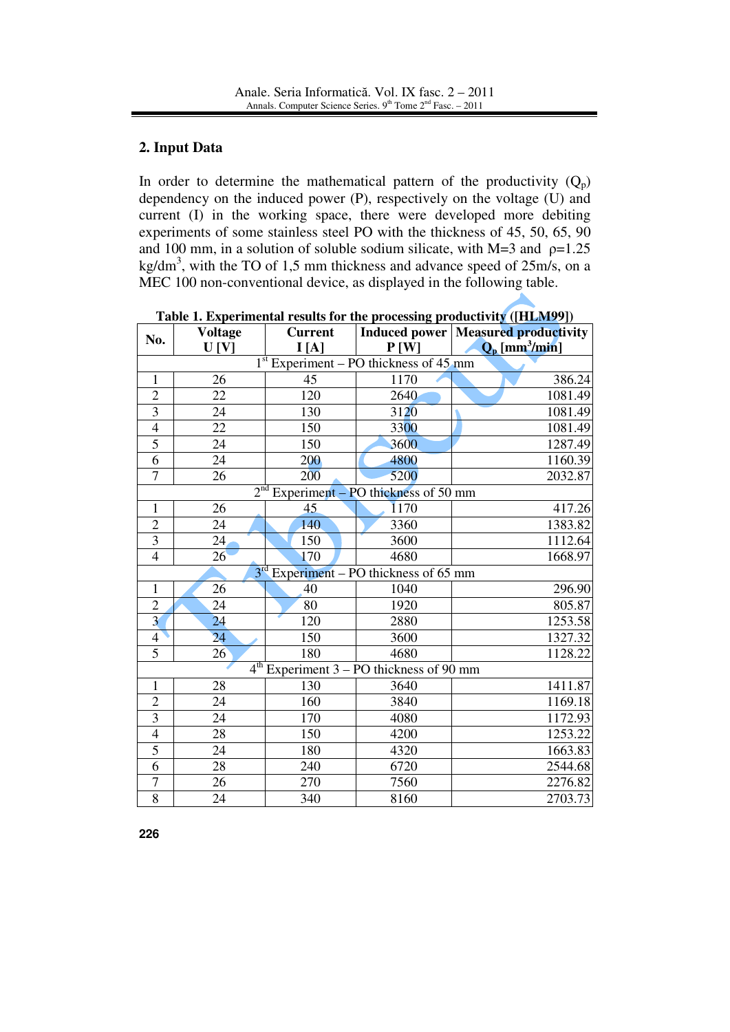## 2. Input Data

In order to determine the mathematical pattern of the productivity ($Q_p$) dependency on the induced power (P), respectively on the voltage (U) and current (I) in the working space, there were developed more debiting experiments of some stainless steel PO with the thickness of 45, 50, 65, 90 and 100 mm, in a solution of soluble sodium silicate, with M=3 and $\rho$=1.25 kg/dm$^3$, with the TO of 1,5 mm thickness and advance speed of 25m/s, on a MEC 100 non-conventional device, as displayed in the following table.

**Table 1. Experimental results for the processing productivity ([HLM99])**

| No. | Voltage U [V] | Current I [A] | Induced power P [W] | Measured productivity $Q_p$ [mm$^3$/min] |
|---|---|---|---|---|
| 1st Experiment – PO thickness of 45 mm | | | | |
| 1 | 26 | 45 | 1170 | 386.24 |
| 2 | 22 | 120 | 2640 | 1081.49 |
| 3 | 24 | 130 | 3120 | 1081.49 |
| 4 | 22 | 150 | 3300 | 1081.49 |
| 5 | 24 | 150 | 3600 | 1287.49 |
| 6 | 24 | 200 | 4800 | 1160.39 |
| 7 | 26 | 200 | 5200 | 2032.87 |
| 2nd Experiment – PO thickness of 50 mm | | | | |
| 1 | 26 | 45 | 1170 | 417.26 |
| 2 | 24 | 140 | 3360 | 1383.82 |
| 3 | 24 | 150 | 3600 | 1112.64 |
| 4 | 26 | 170 | 4680 | 1668.97 |
| 3rd Experiment – PO thickness of 65 mm | | | | |
| 1 | 26 | 40 | 1040 | 296.90 |
| 2 | 24 | 80 | 1920 | 805.87 |
| 3 | 24 | 120 | 2880 | 1253.58 |
| 4 | 24 | 150 | 3600 | 1327.32 |
| 5 | 26 | 180 | 4680 | 1128.22 |
| 4th Experiment 3 – PO thickness of 90 mm | | | | |
| 1 | 28 | 130 | 3640 | 1411.87 |
| 2 | 24 | 160 | 3840 | 1169.18 |
| 3 | 24 | 170 | 4080 | 1172.93 |
| 4 | 28 | 150 | 4200 | 1253.22 |
| 5 | 24 | 180 | 4320 | 1663.83 |
| 6 | 28 | 240 | 6720 | 2544.68 |
| 7 | 26 | 270 | 7560 | 2276.82 |
| 8 | 24 | 340 | 8160 | 2703.73 |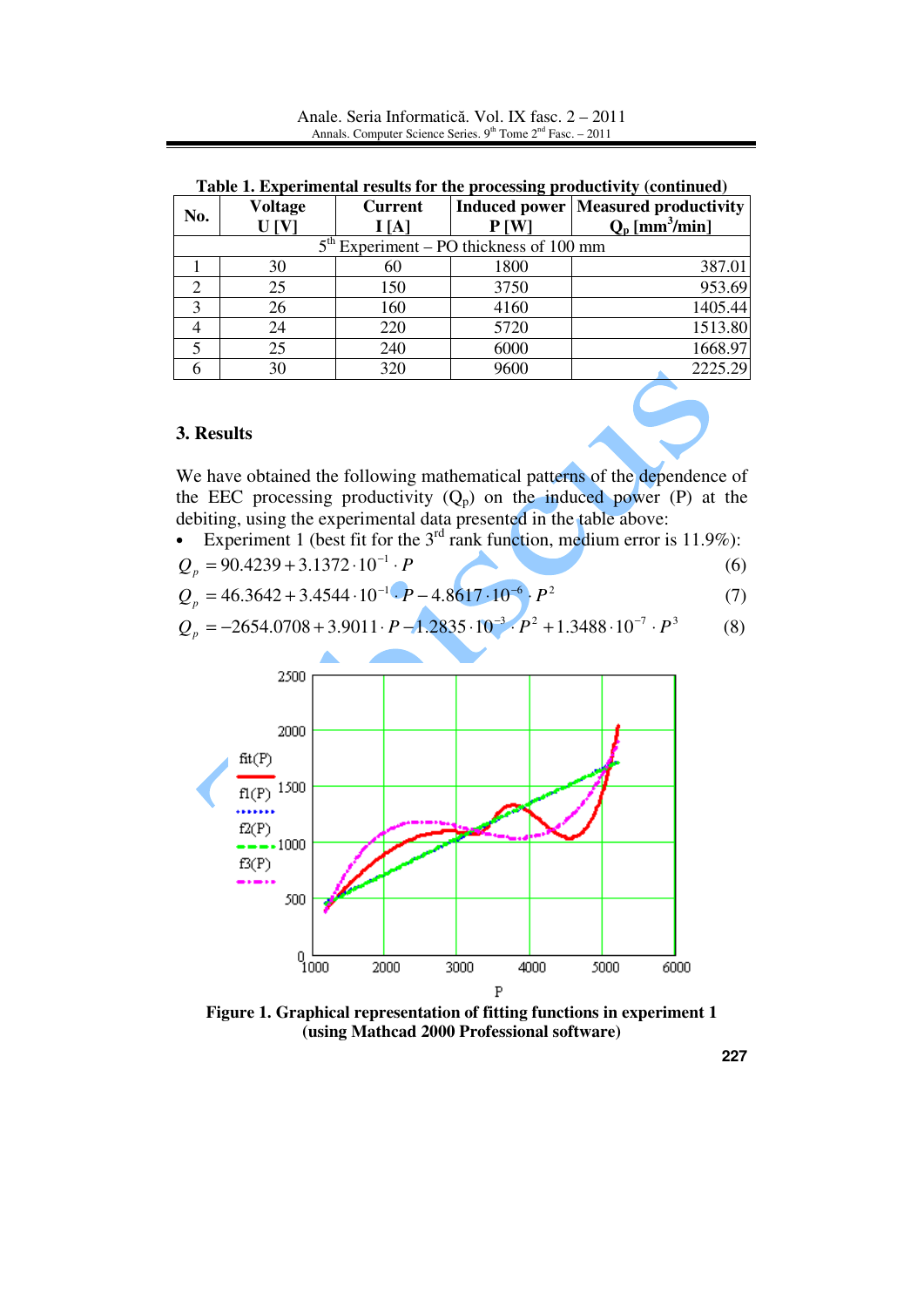**Table 1. Experimental results for the processing productivity (continued)**

| No. | Voltage U [V] | Current I [A] | Induced power P [W] | Measured productivity $Q_p$ [mm$^3$/min] |
|---|---|---|---|---|
| 5th Experiment – PO thickness of 100 mm | | | | |
| 1 | 30 | 60 | 1800 | 387.01 |
| 2 | 25 | 150 | 3750 | 953.69 |
| 3 | 26 | 160 | 4160 | 1405.44 |
| 4 | 24 | 220 | 5720 | 1513.80 |
| 5 | 25 | 240 | 6000 | 1668.97 |
| 6 | 30 | 320 | 9600 | 2225.29 |

## 3. Results

We have obtained the following mathematical patterns of the dependence of the EEC processing productivity ($Q_p$) on the induced power (P) at the debiting, using the experimental data presented in the table above:

- Experiment 1 (best fit for the 3rd rank function, medium error is 11.9%):

$$Q_p = 90.4239 + 3.1372 \cdot 10^{-1} \cdot P \tag{6}$$

$$Q_p = 46.3642 + 3.4544 \cdot 10^{-1} \cdot P - 4.8617 \cdot 10^{-6} \cdot P^2 \tag{7}$$

$$Q_p = -2654.0708 + 3.9011 \cdot P - 1.2835 \cdot 10^{-3} \cdot P^2 + 1.3488 \cdot 10^{-7} \cdot P^3 \tag{8}$$

**Figure 1. Graphical representation of fitting functions in experiment 1 (using Mathcad 2000 Professional software)**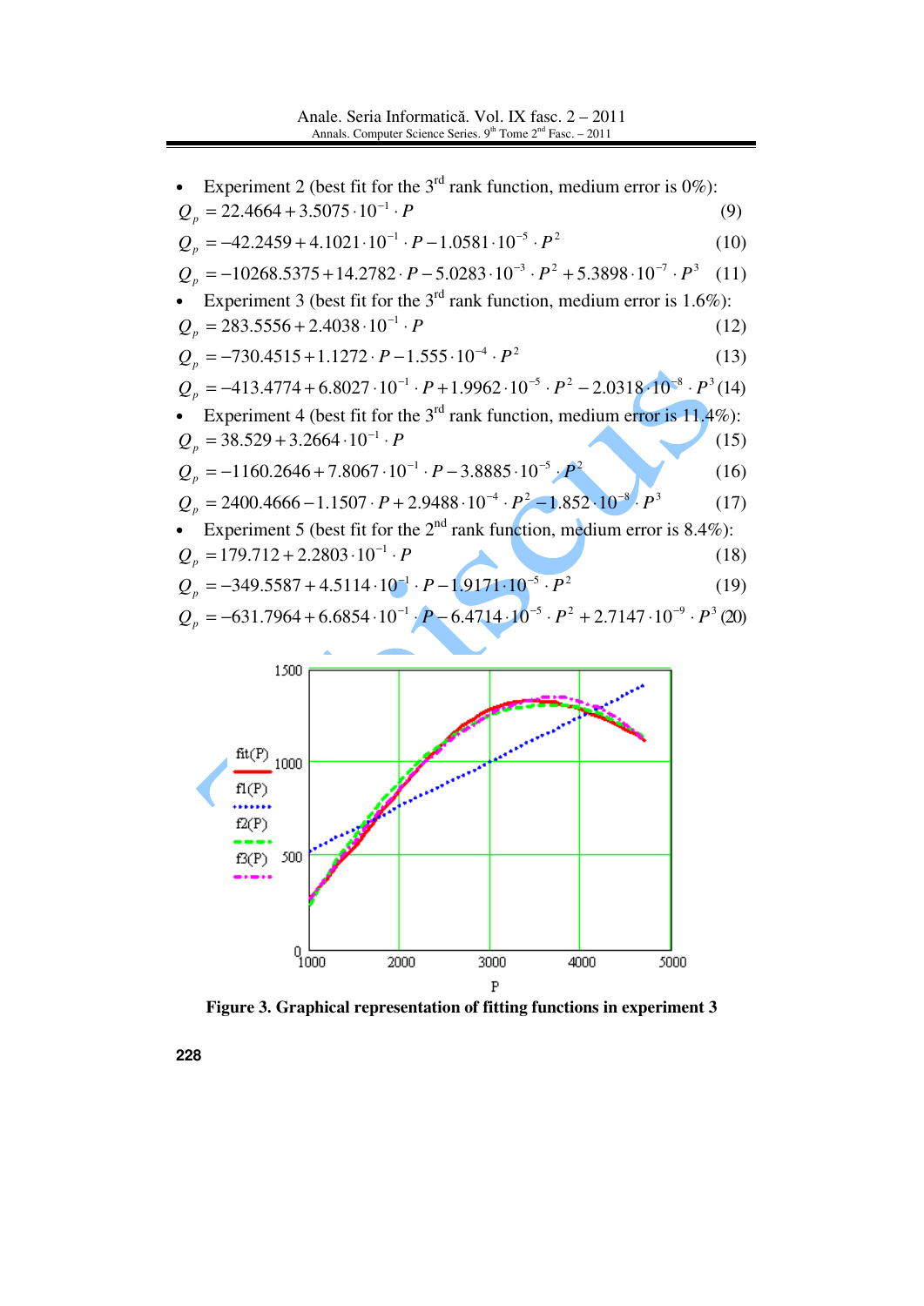- Experiment 2 (best fit for the 3rd rank function, medium error is 0%):

$$Q_p = 22.4664 + 3.5075 \cdot 10^{-1} \cdot P \tag{9}$$

$$Q_p = -42.2459 + 4.1021 \cdot 10^{-1} \cdot P - 1.0581 \cdot 10^{-5} \cdot P^2 \tag{10}$$

$$Q_p = -10268.5375 + 14.2782 \cdot P - 5.0283 \cdot 10^{-3} \cdot P^2 + 5.3898 \cdot 10^{-7} \cdot P^3 \tag{11}$$

- Experiment 3 (best fit for the 3rd rank function, medium error is 1.6%):

$$Q_p = 283.5556 + 2.4038 \cdot 10^{-1} \cdot P \tag{12}$$

$$Q_p = -730.4515 + 1.1272 \cdot P - 1.555 \cdot 10^{-4} \cdot P^2 \tag{13}$$

$$Q_p = -413.4774 + 6.8027 \cdot 10^{-1} \cdot P + 1.9962 \cdot 10^{-5} \cdot P^2 - 2.0318 \cdot 10^{-8} \cdot P^3 \tag{14}$$

- Experiment 4 (best fit for the 3rd rank function, medium error is 11.4%):

$$Q_p = 38.529 + 3.2664 \cdot 10^{-1} \cdot P \tag{15}$$

$$Q_p = -1160.2646 + 7.8067 \cdot 10^{-1} \cdot P - 3.8885 \cdot 10^{-5} \cdot P^2 \tag{16}$$

$$Q_p = 2400.4666 - 1.1507 \cdot P + 2.9488 \cdot 10^{-4} \cdot P^2 - 1.852 \cdot 10^{-8} \cdot P^3 \tag{17}$$

- Experiment 5 (best fit for the 2nd rank function, medium error is 8.4%):

$$Q_p = 179.712 + 2.2803 \cdot 10^{-1} \cdot P \tag{18}$$

$$Q_p = -349.5587 + 4.5114 \cdot 10^{-1} \cdot P - 1.9171 \cdot 10^{-5} \cdot P^2 \tag{19}$$

$$Q_p = -631.7964 + 6.6854 \cdot 10^{-1} \cdot P - 6.4714 \cdot 10^{-5} \cdot P^2 + 2.7147 \cdot 10^{-9} \cdot P^3 \tag{20}$$

**Figure 3. Graphical representation of fitting functions in experiment 3**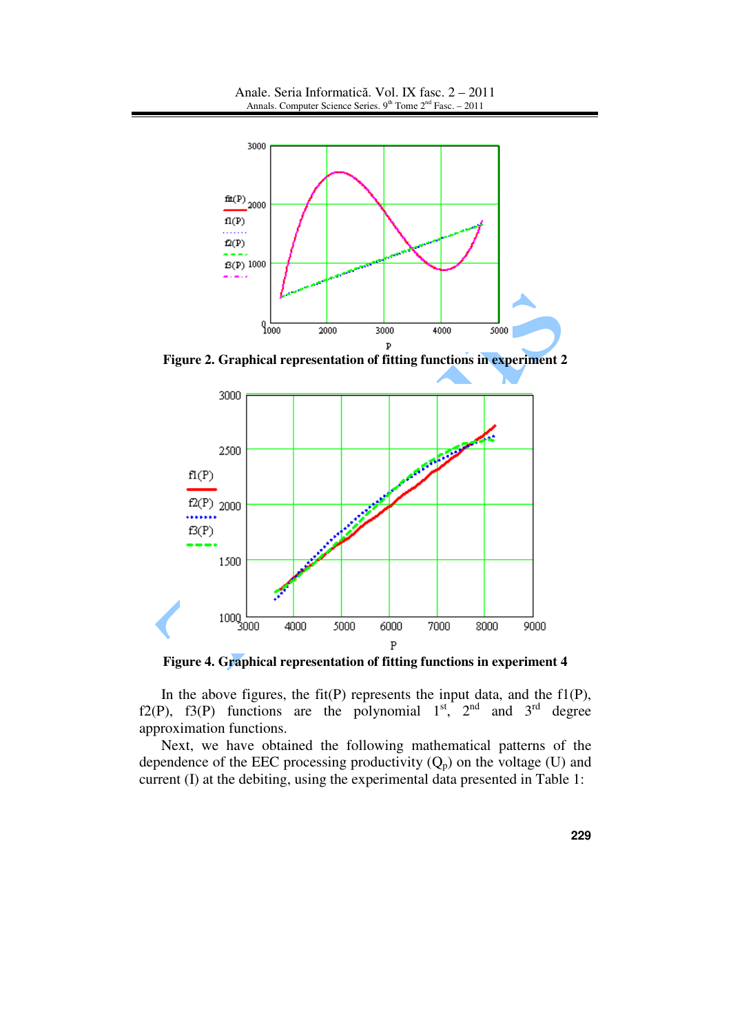Figure 2. Graphical representation of fitting functions in experiment 2

Figure 4. Graphical representation of fitting functions in experiment 4

In the above figures, the fit(P) represents the input data, and the f1(P), f2(P), f3(P) functions are the polynomial 1[st], 2[nd] and 3[rd] degree approximation functions.

Next, we have obtained the following mathematical patterns of the dependence of the EEC processing productivity ($Q_p$) on the voltage (U) and current (I) at the debiting, using the experimental data presented in Table 1: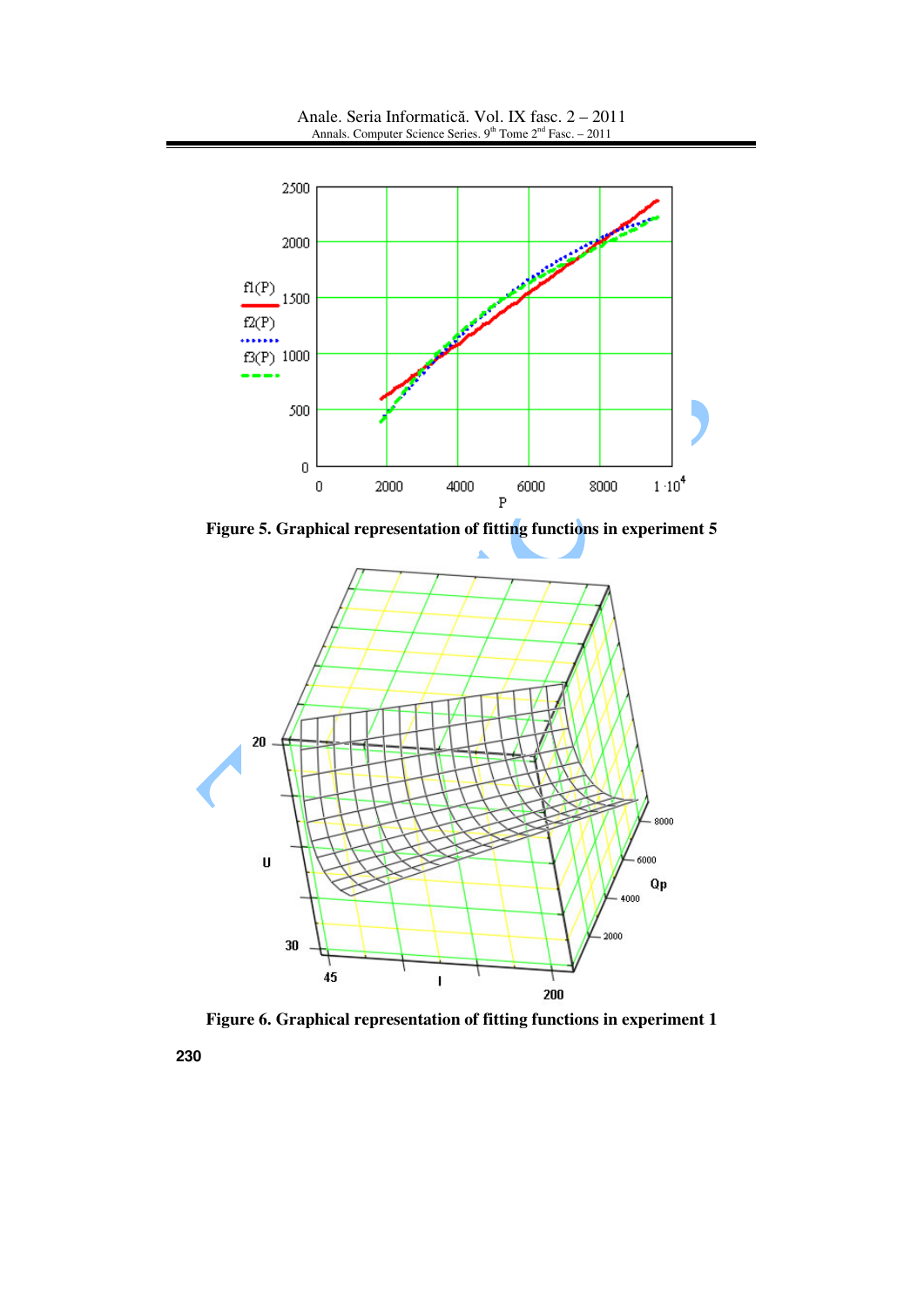Figure 5. Graphical representation of fitting functions in experiment 5

Figure 6. Graphical representation of fitting functions in experiment 1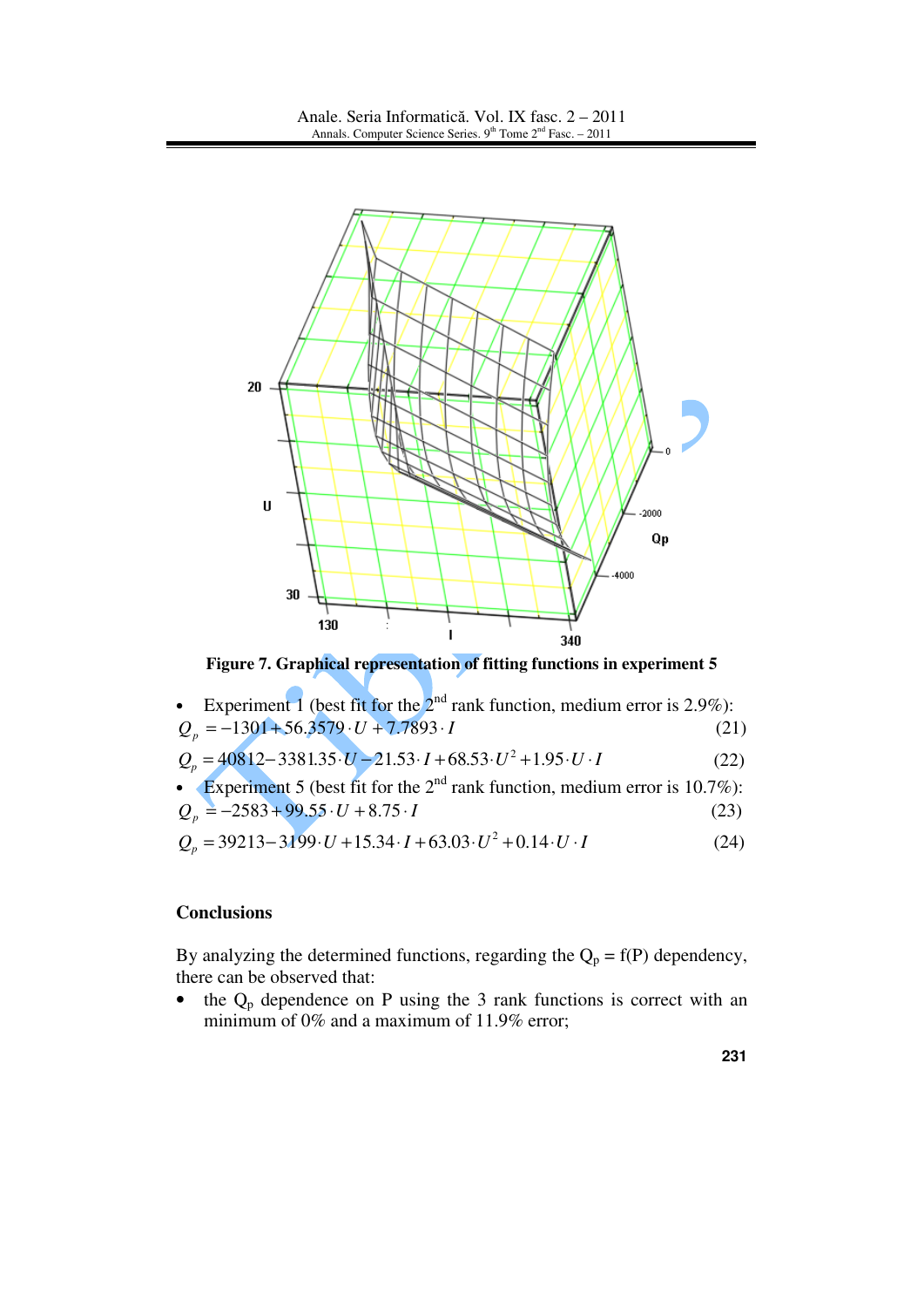Figure 7. Graphical representation of fitting functions in experiment 5

- Experiment 1 (best fit for the 2[nd] rank function, medium error is 2.9%):

$$Q_p = -1301 + 56.3579 \cdot U + 7.7893 \cdot I \tag{21}$$

$$Q_p = 40812 - 3381.35 \cdot U - 21.53 \cdot I + 68.53 \cdot U^2 + 1.95 \cdot U \cdot I \tag{22}$$

- Experiment 5 (best fit for the 2[nd] rank function, medium error is 10.7%):

$$Q_p = -2583 + 99.55 \cdot U + 8.75 \cdot I \tag{23}$$

$$Q_p = 39213 - 3199 \cdot U + 15.34 \cdot I + 63.03 \cdot U^2 + 0.14 \cdot U \cdot I \tag{24}$$

## Conclusions

By analyzing the determined functions, regarding the $Q_p = f(P)$ dependency, there can be observed that:

- the $Q_p$ dependence on P using the 3 rank functions is correct with an minimum of 0% and a maximum of 11.9% error;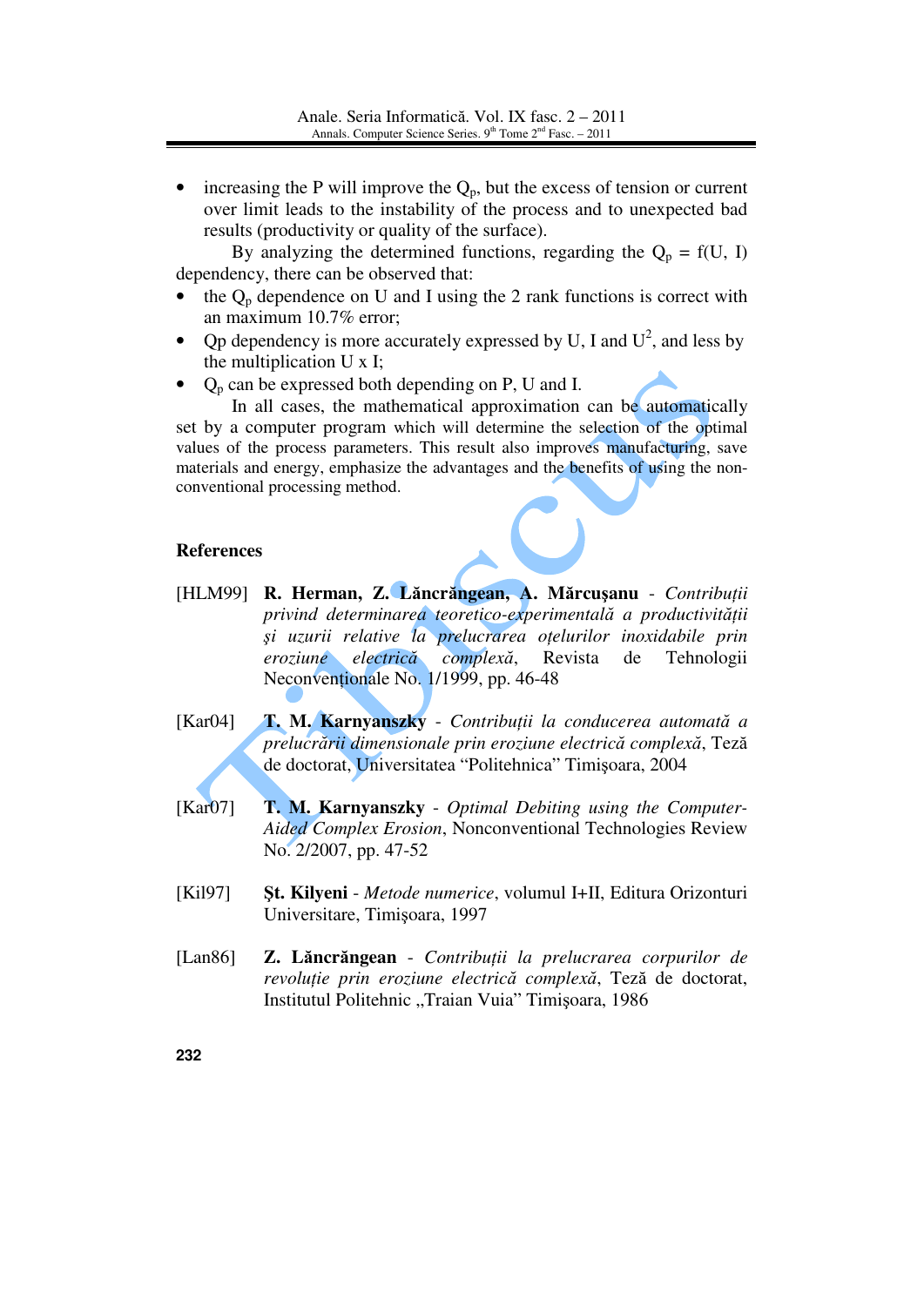- increasing the P will improve the $Q_p$, but the excess of tension or current over limit leads to the instability of the process and to unexpected bad results (productivity or quality of the surface).

By analyzing the determined functions, regarding the $Q_p = f(U, I)$ dependency, there can be observed that:

- the $Q_p$ dependence on U and I using the 2 rank functions is correct with an maximum 10.7% error;
- Qp dependency is more accurately expressed by U, I and $U^2$, and less by the multiplication U x I;
- $Q_p$ can be expressed both depending on P, U and I.

In all cases, the mathematical approximation can be automatically set by a computer program which will determine the selection of the optimal values of the process parameters. This result also improves manufacturing, save materials and energy, emphasize the advantages and the benefits of using the non-conventional processing method.

## References

[HLM99] **R. Herman, Z. Lăncrăngean, A. Mărcuşanu** - *Contribuţii privind determinarea teoretico-experimentală a productivităţii şi uzurii relative la prelucrarea oţelurilor inoxidabile prin eroziune electrică complexă*, Revista de Tehnologii Neconvenţionale No. 1/1999, pp. 46-48

[Kar04] **T. M. Karnyanszky** - *Contribuţii la conducerea automată a prelucrării dimensionale prin eroziune electrică complexă*, Teză de doctorat, Universitatea "Politehnica" Timişoara, 2004

[Kar07] **T. M. Karnyanszky** - *Optimal Debiting using the Computer-Aided Complex Erosion*, Nonconventional Technologies Review No. 2/2007, pp. 47-52

[Kil97] **Şt. Kilyeni** - *Metode numerice*, volumul I+II, Editura Orizonturi Universitare, Timişoara, 1997

[Lan86] **Z. Lăncrăngean** - *Contribuţii la prelucrarea corpurilor de revoluţie prin eroziune electrică complexă*, Teză de doctorat, Institutul Politehnic „Traian Vuia" Timişoara, 1986